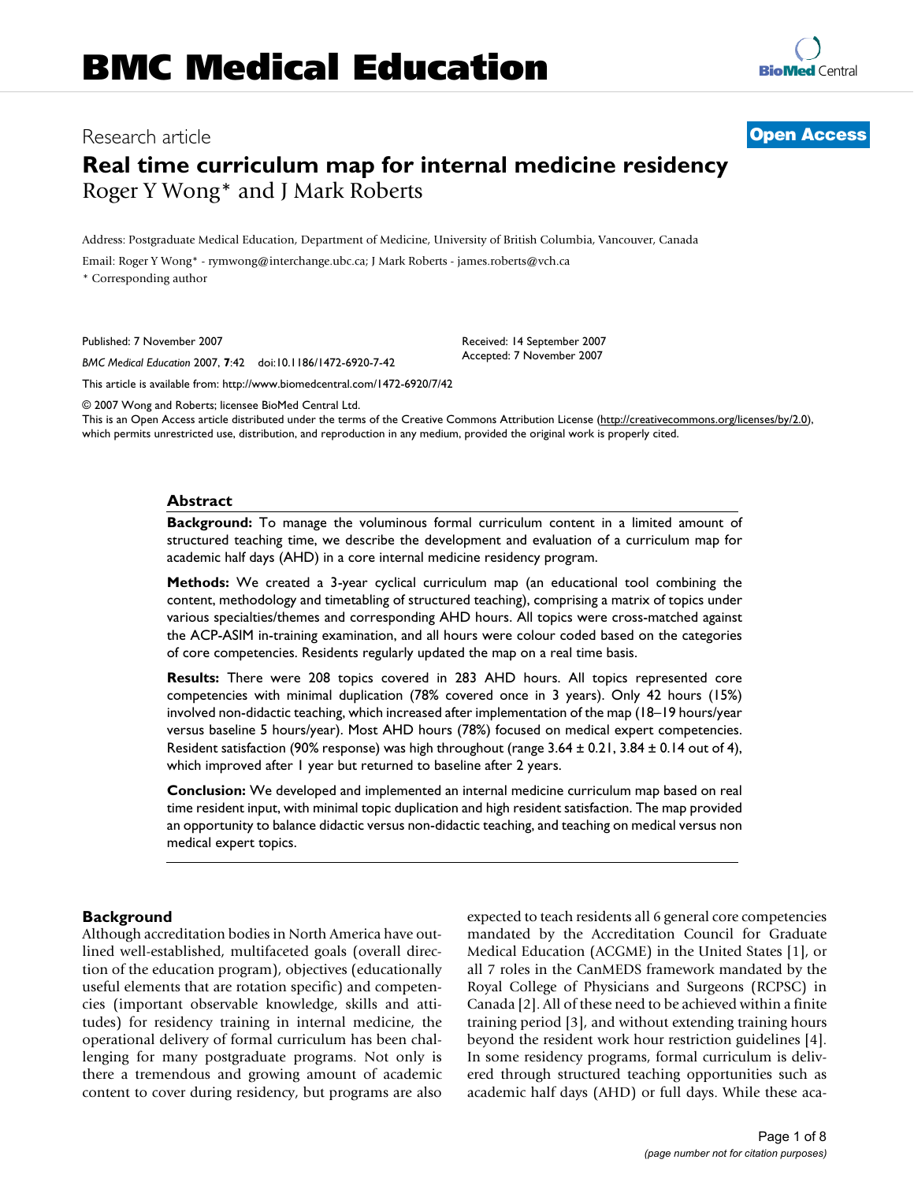BMC Medical Education

Research article

**Open Access**

# Real time curriculum map for internal medicine residency

Roger Y Wong* and J Mark Roberts

Address: Postgraduate Medical Education, Department of Medicine, University of British Columbia, Vancouver, Canada

Email: Roger Y Wong* - rymwong@interchange.ubc.ca; J Mark Roberts - james.roberts@vch.ca

\* Corresponding author

Published: 7 November 2007

*BMC Medical Education* 2007, **7**:42 doi:10.1186/1472-6920-7-42

Received: 14 September 2007
Accepted: 7 November 2007

This article is available from: http://www.biomedcentral.com/1472-6920/7/42

© 2007 Wong and Roberts; licensee BioMed Central Ltd.
This is an Open Access article distributed under the terms of the Creative Commons Attribution License (http://creativecommons.org/licenses/by/2.0), which permits unrestricted use, distribution, and reproduction in any medium, provided the original work is properly cited.

## Abstract

**Background:** To manage the voluminous formal curriculum content in a limited amount of structured teaching time, we describe the development and evaluation of a curriculum map for academic half days (AHD) in a core internal medicine residency program.

**Methods:** We created a 3-year cyclical curriculum map (an educational tool combining the content, methodology and timetabling of structured teaching), comprising a matrix of topics under various specialties/themes and corresponding AHD hours. All topics were cross-matched against the ACP-ASIM in-training examination, and all hours were colour coded based on the categories of core competencies. Residents regularly updated the map on a real time basis.

**Results:** There were 208 topics covered in 283 AHD hours. All topics represented core competencies with minimal duplication (78% covered once in 3 years). Only 42 hours (15%) involved non-didactic teaching, which increased after implementation of the map (18–19 hours/year versus baseline 5 hours/year). Most AHD hours (78%) focused on medical expert competencies. Resident satisfaction (90% response) was high throughout (range 3.64 ± 0.21, 3.84 ± 0.14 out of 4), which improved after 1 year but returned to baseline after 2 years.

**Conclusion:** We developed and implemented an internal medicine curriculum map based on real time resident input, with minimal topic duplication and high resident satisfaction. The map provided an opportunity to balance didactic versus non-didactic teaching, and teaching on medical versus non medical expert topics.

## Background

Although accreditation bodies in North America have outlined well-established, multifaceted goals (overall direction of the education program), objectives (educationally useful elements that are rotation specific) and competencies (important observable knowledge, skills and attitudes) for residency training in internal medicine, the operational delivery of formal curriculum has been challenging for many postgraduate programs. Not only is there a tremendous and growing amount of academic content to cover during residency, but programs are also expected to teach residents all 6 general core competencies mandated by the Accreditation Council for Graduate Medical Education (ACGME) in the United States [1], or all 7 roles in the CanMEDS framework mandated by the Royal College of Physicians and Surgeons (RCPSC) in Canada [2]. All of these need to be achieved within a finite training period [3], and without extending training hours beyond the resident work hour restriction guidelines [4]. In some residency programs, formal curriculum is delivered through structured teaching opportunities such as academic half days (AHD) or full days. While these aca-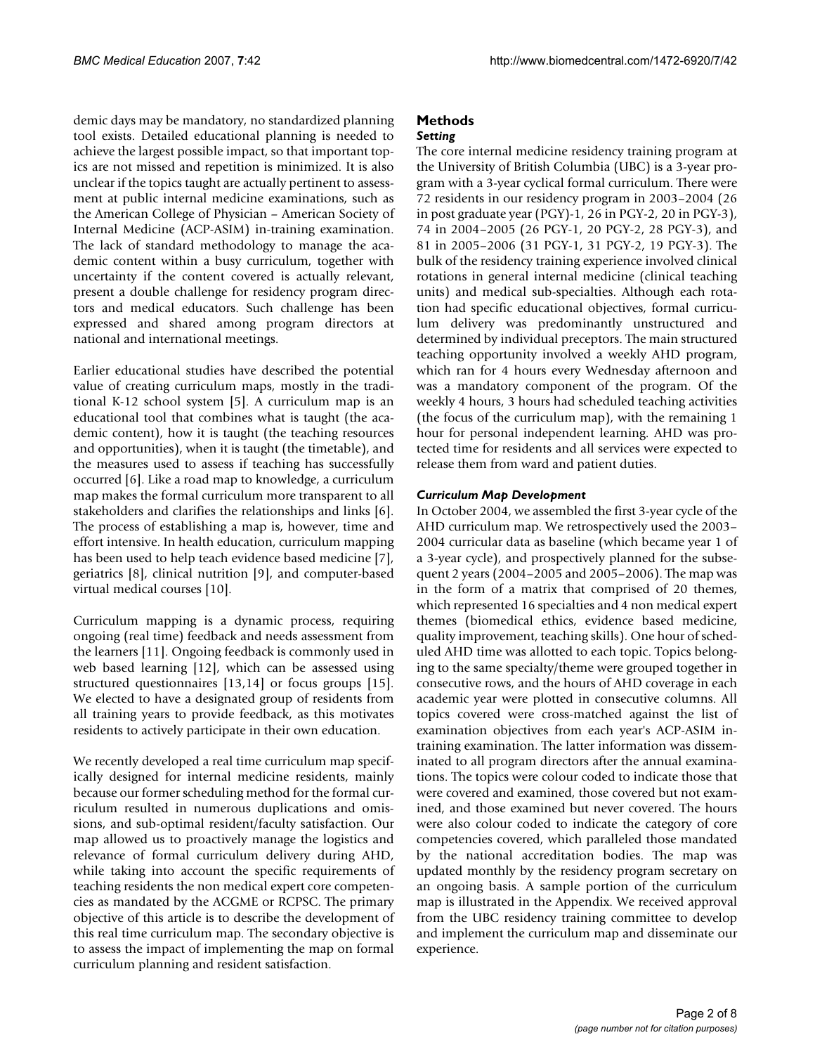demic days may be mandatory, no standardized planning tool exists. Detailed educational planning is needed to achieve the largest possible impact, so that important topics are not missed and repetition is minimized. It is also unclear if the topics taught are actually pertinent to assessment at public internal medicine examinations, such as the American College of Physician – American Society of Internal Medicine (ACP-ASIM) in-training examination. The lack of standard methodology to manage the academic content within a busy curriculum, together with uncertainty if the content covered is actually relevant, present a double challenge for residency program directors and medical educators. Such challenge has been expressed and shared among program directors at national and international meetings.

Earlier educational studies have described the potential value of creating curriculum maps, mostly in the traditional K-12 school system [5]. A curriculum map is an educational tool that combines what is taught (the academic content), how it is taught (the teaching resources and opportunities), when it is taught (the timetable), and the measures used to assess if teaching has successfully occurred [6]. Like a road map to knowledge, a curriculum map makes the formal curriculum more transparent to all stakeholders and clarifies the relationships and links [6]. The process of establishing a map is, however, time and effort intensive. In health education, curriculum mapping has been used to help teach evidence based medicine [7], geriatrics [8], clinical nutrition [9], and computer-based virtual medical courses [10].

Curriculum mapping is a dynamic process, requiring ongoing (real time) feedback and needs assessment from the learners [11]. Ongoing feedback is commonly used in web based learning [12], which can be assessed using structured questionnaires [13,14] or focus groups [15]. We elected to have a designated group of residents from all training years to provide feedback, as this motivates residents to actively participate in their own education.

We recently developed a real time curriculum map specifically designed for internal medicine residents, mainly because our former scheduling method for the formal curriculum resulted in numerous duplications and omissions, and sub-optimal resident/faculty satisfaction. Our map allowed us to proactively manage the logistics and relevance of formal curriculum delivery during AHD, while taking into account the specific requirements of teaching residents the non medical expert core competencies as mandated by the ACGME or RCPSC. The primary objective of this article is to describe the development of this real time curriculum map. The secondary objective is to assess the impact of implementing the map on formal curriculum planning and resident satisfaction.

## Methods

### *Setting*

The core internal medicine residency training program at the University of British Columbia (UBC) is a 3-year program with a 3-year cyclical formal curriculum. There were 72 residents in our residency program in 2003–2004 (26 in post graduate year (PGY)-1, 26 in PGY-2, 20 in PGY-3), 74 in 2004–2005 (26 PGY-1, 20 PGY-2, 28 PGY-3), and 81 in 2005–2006 (31 PGY-1, 31 PGY-2, 19 PGY-3). The bulk of the residency training experience involved clinical rotations in general internal medicine (clinical teaching units) and medical sub-specialties. Although each rotation had specific educational objectives, formal curriculum delivery was predominantly unstructured and determined by individual preceptors. The main structured teaching opportunity involved a weekly AHD program, which ran for 4 hours every Wednesday afternoon and was a mandatory component of the program. Of the weekly 4 hours, 3 hours had scheduled teaching activities (the focus of the curriculum map), with the remaining 1 hour for personal independent learning. AHD was protected time for residents and all services were expected to release them from ward and patient duties.

### *Curriculum Map Development*

In October 2004, we assembled the first 3-year cycle of the AHD curriculum map. We retrospectively used the 2003–2004 curricular data as baseline (which became year 1 of a 3-year cycle), and prospectively planned for the subsequent 2 years (2004–2005 and 2005–2006). The map was in the form of a matrix that comprised of 20 themes, which represented 16 specialties and 4 non medical expert themes (biomedical ethics, evidence based medicine, quality improvement, teaching skills). One hour of scheduled AHD time was allotted to each topic. Topics belonging to the same specialty/theme were grouped together in consecutive rows, and the hours of AHD coverage in each academic year were plotted in consecutive columns. All topics covered were cross-matched against the list of examination objectives from each year's ACP-ASIM in-training examination. The latter information was disseminated to all program directors after the annual examinations. The topics were colour coded to indicate those that were covered and examined, those covered but not examined, and those examined but never covered. The hours were also colour coded to indicate the category of core competencies covered, which paralleled those mandated by the national accreditation bodies. The map was updated monthly by the residency program secretary on an ongoing basis. A sample portion of the curriculum map is illustrated in the Appendix. We received approval from the UBC residency training committee to develop and implement the curriculum map and disseminate our experience.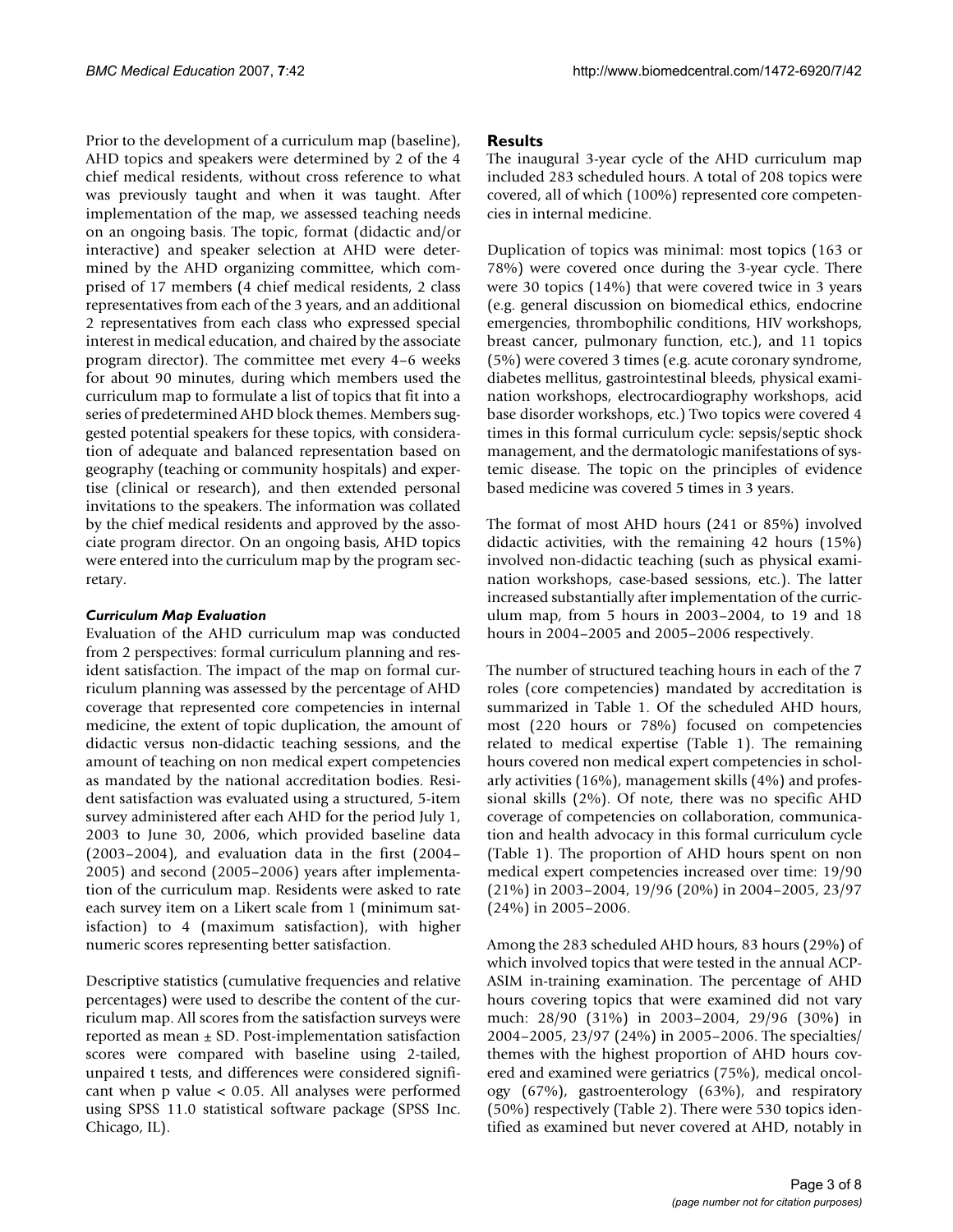Prior to the development of a curriculum map (baseline), AHD topics and speakers were determined by 2 of the 4 chief medical residents, without cross reference to what was previously taught and when it was taught. After implementation of the map, we assessed teaching needs on an ongoing basis. The topic, format (didactic and/or interactive) and speaker selection at AHD were determined by the AHD organizing committee, which comprised of 17 members (4 chief medical residents, 2 class representatives from each of the 3 years, and an additional 2 representatives from each class who expressed special interest in medical education, and chaired by the associate program director). The committee met every 4–6 weeks for about 90 minutes, during which members used the curriculum map to formulate a list of topics that fit into a series of predetermined AHD block themes. Members suggested potential speakers for these topics, with consideration of adequate and balanced representation based on geography (teaching or community hospitals) and expertise (clinical or research), and then extended personal invitations to the speakers. The information was collated by the chief medical residents and approved by the associate program director. On an ongoing basis, AHD topics were entered into the curriculum map by the program secretary.

### *Curriculum Map Evaluation*

Evaluation of the AHD curriculum map was conducted from 2 perspectives: formal curriculum planning and resident satisfaction. The impact of the map on formal curriculum planning was assessed by the percentage of AHD coverage that represented core competencies in internal medicine, the extent of topic duplication, the amount of didactic versus non-didactic teaching sessions, and the amount of teaching on non medical expert competencies as mandated by the national accreditation bodies. Resident satisfaction was evaluated using a structured, 5-item survey administered after each AHD for the period July 1, 2003 to June 30, 2006, which provided baseline data (2003–2004), and evaluation data in the first (2004–2005) and second (2005–2006) years after implementation of the curriculum map. Residents were asked to rate each survey item on a Likert scale from 1 (minimum satisfaction) to 4 (maximum satisfaction), with higher numeric scores representing better satisfaction.

Descriptive statistics (cumulative frequencies and relative percentages) were used to describe the content of the curriculum map. All scores from the satisfaction surveys were reported as mean ± SD. Post-implementation satisfaction scores were compared with baseline using 2-tailed, unpaired t tests, and differences were considered significant when p value < 0.05. All analyses were performed using SPSS 11.0 statistical software package (SPSS Inc. Chicago, IL).

## Results

The inaugural 3-year cycle of the AHD curriculum map included 283 scheduled hours. A total of 208 topics were covered, all of which (100%) represented core competencies in internal medicine.

Duplication of topics was minimal: most topics (163 or 78%) were covered once during the 3-year cycle. There were 30 topics (14%) that were covered twice in 3 years (e.g. general discussion on biomedical ethics, endocrine emergencies, thrombophilic conditions, HIV workshops, breast cancer, pulmonary function, etc.), and 11 topics (5%) were covered 3 times (e.g. acute coronary syndrome, diabetes mellitus, gastrointestinal bleeds, physical examination workshops, electrocardiography workshops, acid base disorder workshops, etc.) Two topics were covered 4 times in this formal curriculum cycle: sepsis/septic shock management, and the dermatologic manifestations of systemic disease. The topic on the principles of evidence based medicine was covered 5 times in 3 years.

The format of most AHD hours (241 or 85%) involved didactic activities, with the remaining 42 hours (15%) involved non-didactic teaching (such as physical examination workshops, case-based sessions, etc.). The latter increased substantially after implementation of the curriculum map, from 5 hours in 2003–2004, to 19 and 18 hours in 2004–2005 and 2005–2006 respectively.

The number of structured teaching hours in each of the 7 roles (core competencies) mandated by accreditation is summarized in Table 1. Of the scheduled AHD hours, most (220 hours or 78%) focused on competencies related to medical expertise (Table 1). The remaining hours covered non medical expert competencies in scholarly activities (16%), management skills (4%) and professional skills (2%). Of note, there was no specific AHD coverage of competencies on collaboration, communication and health advocacy in this formal curriculum cycle (Table 1). The proportion of AHD hours spent on non medical expert competencies increased over time: 19/90 (21%) in 2003–2004, 19/96 (20%) in 2004–2005, 23/97 (24%) in 2005–2006.

Among the 283 scheduled AHD hours, 83 hours (29%) of which involved topics that were tested in the annual ACP-ASIM in-training examination. The percentage of AHD hours covering topics that were examined did not vary much: 28/90 (31%) in 2003–2004, 29/96 (30%) in 2004–2005, 23/97 (24%) in 2005–2006. The specialties/themes with the highest proportion of AHD hours covered and examined were geriatrics (75%), medical oncology (67%), gastroenterology (63%), and respiratory (50%) respectively (Table 2). There were 530 topics identified as examined but never covered at AHD, notably in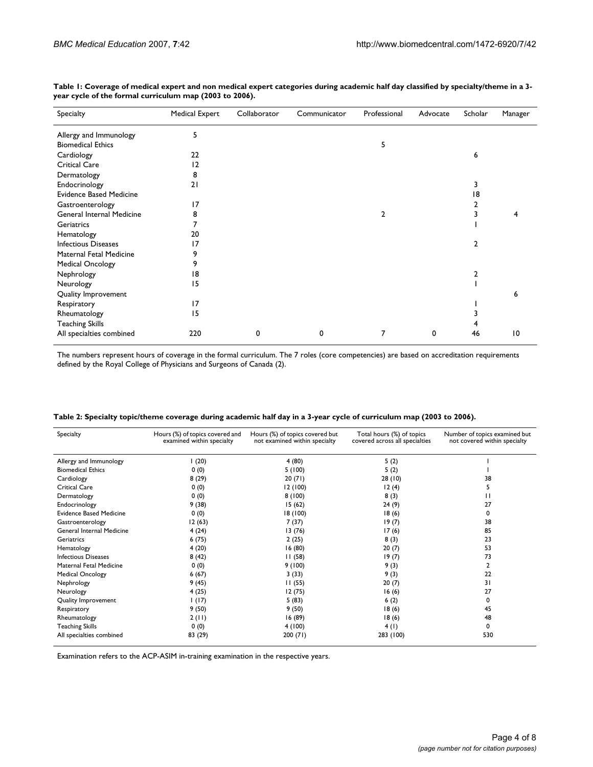**Table 1: Coverage of medical expert and non medical expert categories during academic half day classified by specialty/theme in a 3-year cycle of the formal curriculum map (2003 to 2006).**

| Specialty | Medical Expert | Collaborator | Communicator | Professional | Advocate | Scholar | Manager |
|---|---|---|---|---|---|---|---|
| Allergy and Immunology | 5 | | | | | | |
| Biomedical Ethics | | | | 5 | | | |
| Cardiology | 22 | | | | | 6 | |
| Critical Care | 12 | | | | | | |
| Dermatology | 8 | | | | | | |
| Endocrinology | 21 | | | | | 3 | |
| Evidence Based Medicine | | | | | | 18 | |
| Gastroenterology | 17 | | | | | 2 | |
| General Internal Medicine | 8 | | | 2 | | 3 | 4 |
| Geriatrics | 7 | | | | | 1 | |
| Hematology | 20 | | | | | | |
| Infectious Diseases | 17 | | | | | 2 | |
| Maternal Fetal Medicine | 9 | | | | | | |
| Medical Oncology | 9 | | | | | | |
| Nephrology | 18 | | | | | 2 | |
| Neurology | 15 | | | | | 1 | |
| Quality Improvement | | | | | | | 6 |
| Respiratory | 17 | | | | | 1 | |
| Rheumatology | 15 | | | | | 3 | |
| Teaching Skills | | | | | | 4 | |
| All specialties combined | 220 | 0 | 0 | 7 | 0 | 46 | 10 |

The numbers represent hours of coverage in the formal curriculum. The 7 roles (core competencies) are based on accreditation requirements defined by the Royal College of Physicians and Surgeons of Canada (2).

**Table 2: Specialty topic/theme coverage during academic half day in a 3-year cycle of curriculum map (2003 to 2006).**

| Specialty | Hours (%) of topics covered and examined within specialty | Hours (%) of topics covered but not examined within specialty | Total hours (%) of topics covered across all specialties | Number of topics examined but not covered within specialty |
|---|---|---|---|---|
| Allergy and Immunology | 1 (20) | 4 (80) | 5 (2) | 1 |
| Biomedical Ethics | 0 (0) | 5 (100) | 5 (2) | 1 |
| Cardiology | 8 (29) | 20 (71) | 28 (10) | 38 |
| Critical Care | 0 (0) | 12 (100) | 12 (4) | 5 |
| Dermatology | 0 (0) | 8 (100) | 8 (3) | 11 |
| Endocrinology | 9 (38) | 15 (62) | 24 (9) | 27 |
| Evidence Based Medicine | 0 (0) | 18 (100) | 18 (6) | 0 |
| Gastroenterology | 12 (63) | 7 (37) | 19 (7) | 38 |
| General Internal Medicine | 4 (24) | 13 (76) | 17 (6) | 85 |
| Geriatrics | 6 (75) | 2 (25) | 8 (3) | 23 |
| Hematology | 4 (20) | 16 (80) | 20 (7) | 53 |
| Infectious Diseases | 8 (42) | 11 (58) | 19 (7) | 73 |
| Maternal Fetal Medicine | 0 (0) | 9 (100) | 9 (3) | 2 |
| Medical Oncology | 6 (67) | 3 (33) | 9 (3) | 22 |
| Nephrology | 9 (45) | 11 (55) | 20 (7) | 31 |
| Neurology | 4 (25) | 12 (75) | 16 (6) | 27 |
| Quality Improvement | 1 (17) | 5 (83) | 6 (2) | 0 |
| Respiratory | 9 (50) | 9 (50) | 18 (6) | 45 |
| Rheumatology | 2 (11) | 16 (89) | 18 (6) | 48 |
| Teaching Skills | 0 (0) | 4 (100) | 4 (1) | 0 |
| All specialties combined | 83 (29) | 200 (71) | 283 (100) | 530 |

Examination refers to the ACP-ASIM in-training examination in the respective years.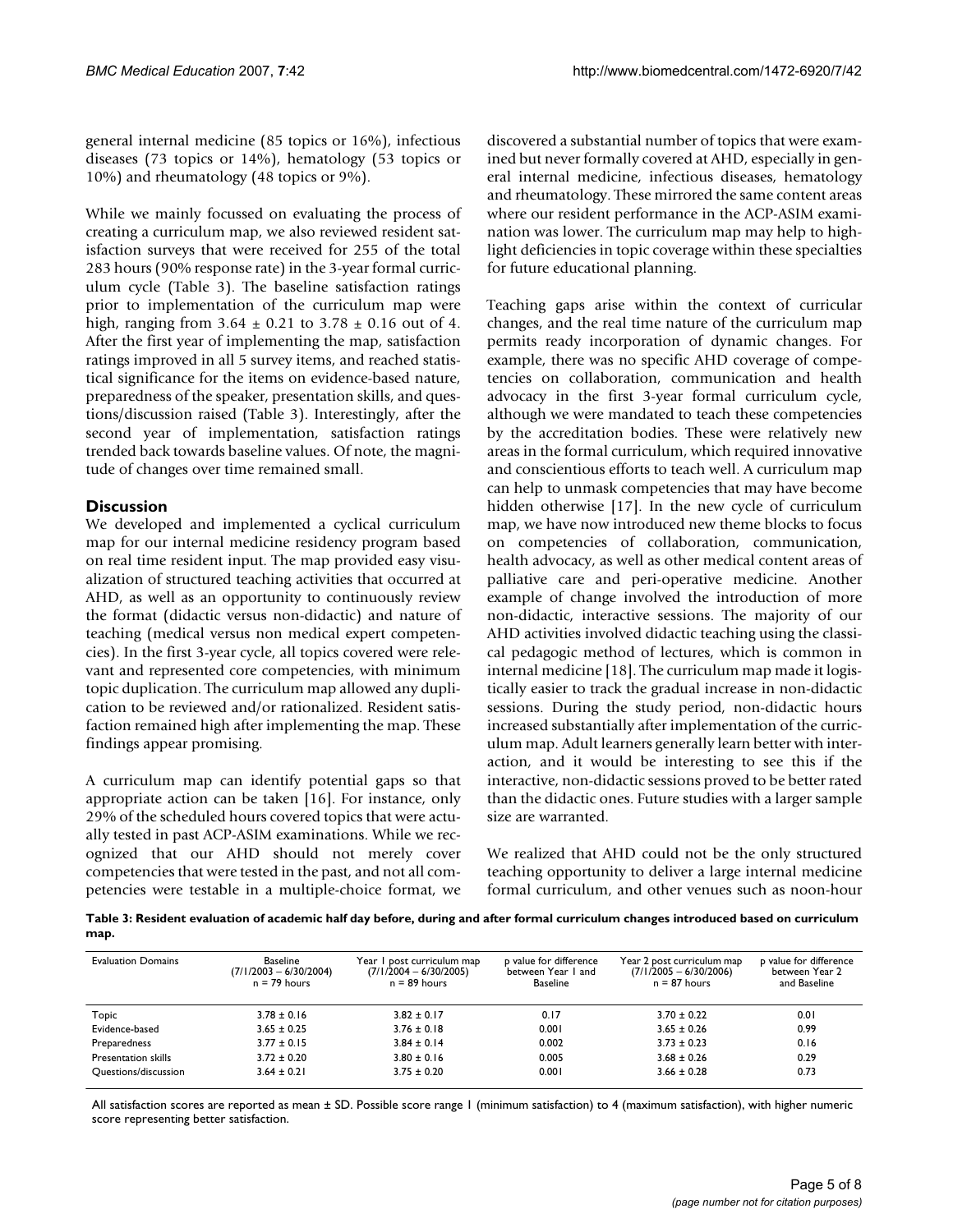general internal medicine (85 topics or 16%), infectious diseases (73 topics or 14%), hematology (53 topics or 10%) and rheumatology (48 topics or 9%).

While we mainly focussed on evaluating the process of creating a curriculum map, we also reviewed resident satisfaction surveys that were received for 255 of the total 283 hours (90% response rate) in the 3-year formal curriculum cycle (Table 3). The baseline satisfaction ratings prior to implementation of the curriculum map were high, ranging from 3.64 ± 0.21 to 3.78 ± 0.16 out of 4. After the first year of implementing the map, satisfaction ratings improved in all 5 survey items, and reached statistical significance for the items on evidence-based nature, preparedness of the speaker, presentation skills, and questions/discussion raised (Table 3). Interestingly, after the second year of implementation, satisfaction ratings trended back towards baseline values. Of note, the magnitude of changes over time remained small.

## Discussion

We developed and implemented a cyclical curriculum map for our internal medicine residency program based on real time resident input. The map provided easy visualization of structured teaching activities that occurred at AHD, as well as an opportunity to continuously review the format (didactic versus non-didactic) and nature of teaching (medical versus non medical expert competencies). In the first 3-year cycle, all topics covered were relevant and represented core competencies, with minimum topic duplication. The curriculum map allowed duplication to be reviewed and/or rationalized. Resident satisfaction remained high after implementing the map. These findings appear promising.

A curriculum map can identify potential gaps so that appropriate action can be taken [16]. For instance, only 29% of the scheduled hours covered topics that were actually tested in past ACP-ASIM examinations. While we recognized that our AHD should not merely cover competencies that were tested in the past, and not all competencies were testable in a multiple-choice format, we discovered a substantial number of topics that were examined but never formally covered at AHD, especially in general internal medicine, infectious diseases, hematology and rheumatology. These mirrored the same content areas where our resident performance in the ACP-ASIM examination was lower. The curriculum map may help to highlight deficiencies in topic coverage within these specialties for future educational planning.

Teaching gaps arise within the context of curricular changes, and the real time nature of the curriculum map permits ready incorporation of dynamic changes. For example, there was no specific AHD coverage of competencies on collaboration, communication and health advocacy in the first 3-year formal curriculum cycle, although we were mandated to teach these competencies by the accreditation bodies. These were relatively new areas in the formal curriculum, which required innovative and conscientious efforts to teach well. A curriculum map can help to unmask competencies that may have become hidden otherwise [17]. In the new cycle of curriculum map, we have now introduced new theme blocks to focus on competencies of collaboration, communication, health advocacy, as well as other medical content areas of palliative care and peri-operative medicine. Another example of change involved the introduction of more non-didactic, interactive sessions. The majority of our AHD activities involved didactic teaching using the classical pedagogic method of lectures, which is common in internal medicine [18]. The curriculum map made it logistically easier to track the gradual increase in non-didactic sessions. During the study period, non-didactic hours increased substantially after implementation of the curriculum map. Adult learners generally learn better with interaction, and it would be interesting to see this if the interactive, non-didactic sessions proved to be better rated than the didactic ones. Future studies with a larger sample size are warranted.

We realized that AHD could not be the only structured teaching opportunity to deliver a large internal medicine formal curriculum, and other venues such as noon-hour

**Table 3: Resident evaluation of academic half day before, during and after formal curriculum changes introduced based on curriculum map.**

| Evaluation Domains | Baseline (7/1/2003 – 6/30/2004) n = 79 hours | Year 1 post curriculum map (7/1/2004 – 6/30/2005) n = 89 hours | p value for difference between Year 1 and Baseline | Year 2 post curriculum map (7/1/2005 – 6/30/2006) n = 87 hours | p value for difference between Year 2 and Baseline |
|---|---|---|---|---|---|
| Topic | 3.78 ± 0.16 | 3.82 ± 0.17 | 0.17 | 3.70 ± 0.22 | 0.01 |
| Evidence-based | 3.65 ± 0.25 | 3.76 ± 0.18 | 0.001 | 3.65 ± 0.26 | 0.99 |
| Preparedness | 3.77 ± 0.15 | 3.84 ± 0.14 | 0.002 | 3.73 ± 0.23 | 0.16 |
| Presentation skills | 3.72 ± 0.20 | 3.80 ± 0.16 | 0.005 | 3.68 ± 0.26 | 0.29 |
| Questions/discussion | 3.64 ± 0.21 | 3.75 ± 0.20 | 0.001 | 3.66 ± 0.28 | 0.73 |

All satisfaction scores are reported as mean ± SD. Possible score range 1 (minimum satisfaction) to 4 (maximum satisfaction), with higher numeric score representing better satisfaction.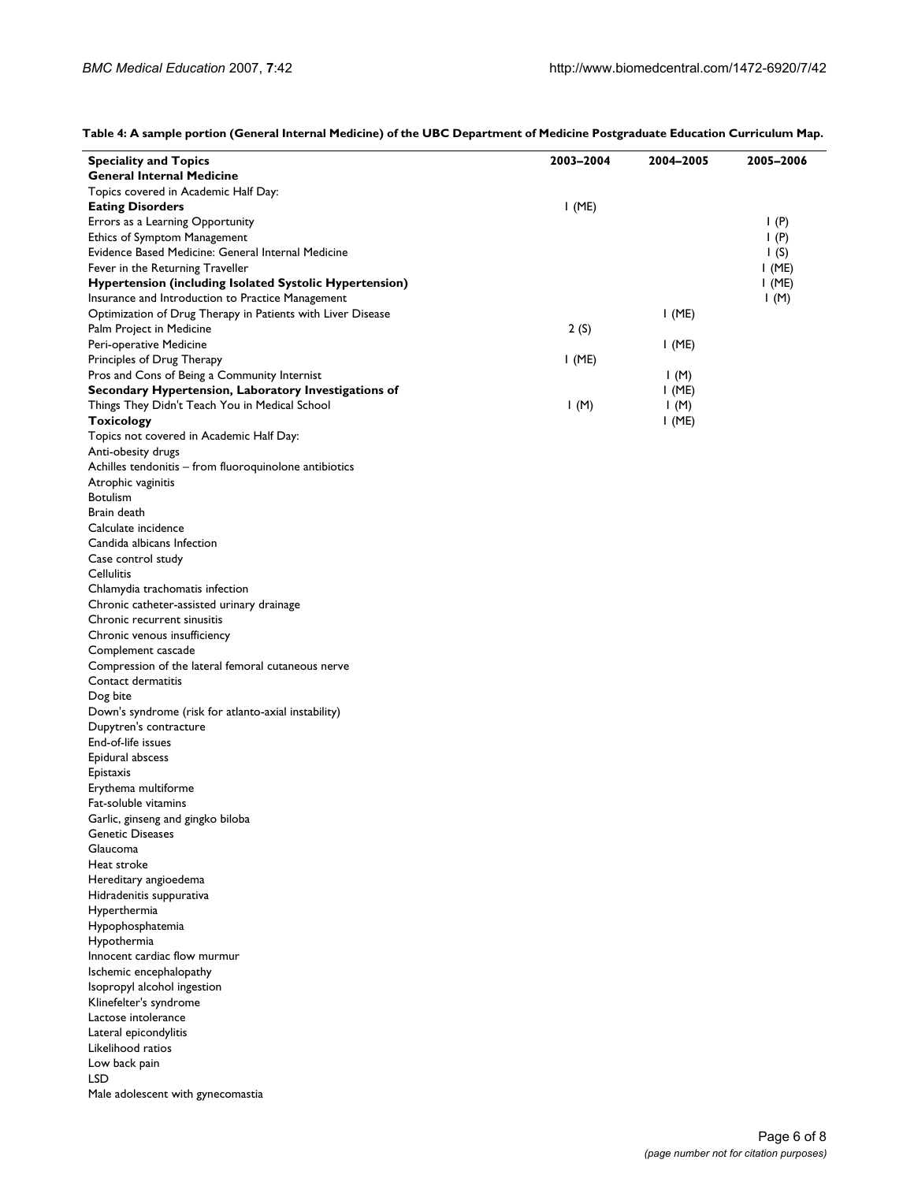**Table 4: A sample portion (General Internal Medicine) of the UBC Department of Medicine Postgraduate Education Curriculum Map.**

| Speciality and Topics | 2003–2004 | 2004–2005 | 2005–2006 |
| --- | --- | --- | --- |
| **General Internal Medicine** | | | |
| Topics covered in Academic Half Day: | | | |
| **Eating Disorders** | 1 (ME) | | |
| Errors as a Learning Opportunity | | | 1 (P) |
| Ethics of Symptom Management | | | 1 (P) |
| Evidence Based Medicine: General Internal Medicine | | | 1 (S) |
| Fever in the Returning Traveller | | | 1 (ME) |
| **Hypertension (including Isolated Systolic Hypertension)** | | | 1 (ME) |
| Insurance and Introduction to Practice Management | | | 1 (M) |
| Optimization of Drug Therapy in Patients with Liver Disease | | 1 (ME) | |
| Palm Project in Medicine | 2 (S) | | |
| Peri-operative Medicine | | 1 (ME) | |
| Principles of Drug Therapy | 1 (ME) | | |
| Pros and Cons of Being a Community Internist | | 1 (M) | |
| **Secondary Hypertension, Laboratory Investigations of** | | 1 (ME) | |
| Things They Didn't Teach You in Medical School | 1 (M) | 1 (M) | |
| **Toxicology** | | 1 (ME) | |
| Topics not covered in Academic Half Day: | | | |
| Anti-obesity drugs | | | |
| Achilles tendonitis – from fluoroquinolone antibiotics | | | |
| Atrophic vaginitis | | | |
| Botulism | | | |
| Brain death | | | |
| Calculate incidence | | | |
| Candida albicans Infection | | | |
| Case control study | | | |
| Cellulitis | | | |
| Chlamydia trachomatis infection | | | |
| Chronic catheter-assisted urinary drainage | | | |
| Chronic recurrent sinusitis | | | |
| Chronic venous insufficiency | | | |
| Complement cascade | | | |
| Compression of the lateral femoral cutaneous nerve | | | |
| Contact dermatitis | | | |
| Dog bite | | | |
| Down's syndrome (risk for atlanto-axial instability) | | | |
| Dupytren's contracture | | | |
| End-of-life issues | | | |
| Epidural abscess | | | |
| Epistaxis | | | |
| Erythema multiforme | | | |
| Fat-soluble vitamins | | | |
| Garlic, ginseng and gingko biloba | | | |
| Genetic Diseases | | | |
| Glaucoma | | | |
| Heat stroke | | | |
| Hereditary angioedema | | | |
| Hidradenitis suppurativa | | | |
| Hyperthermia | | | |
| Hypophosphatemia | | | |
| Hypothermia | | | |
| Innocent cardiac flow murmur | | | |
| Ischemic encephalopathy | | | |
| Isopropyl alcohol ingestion | | | |
| Klinefelter's syndrome | | | |
| Lactose intolerance | | | |
| Lateral epicondylitis | | | |
| Likelihood ratios | | | |
| Low back pain | | | |
| LSD | | | |
| Male adolescent with gynecomastia | | | |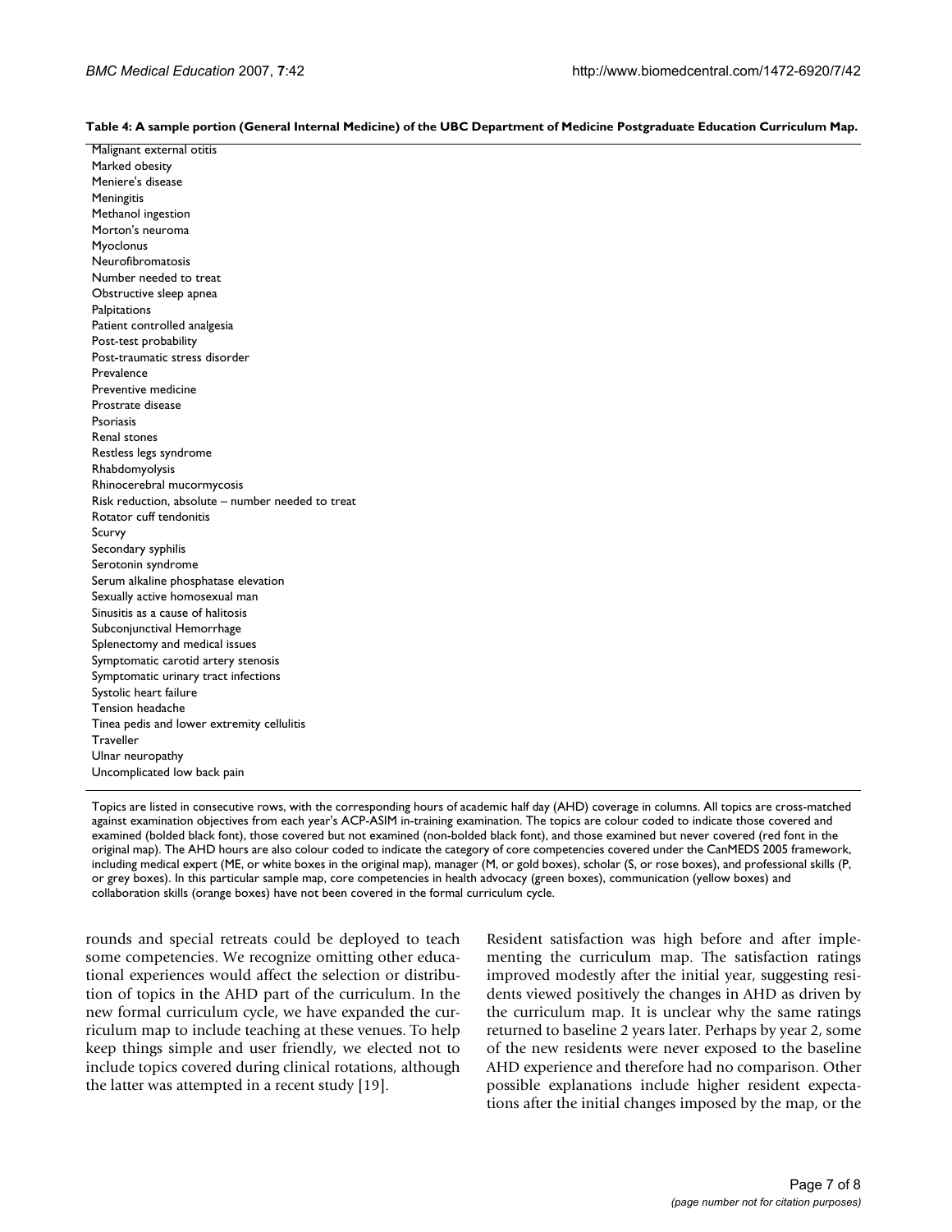**Table 4: A sample portion (General Internal Medicine) of the UBC Department of Medicine Postgraduate Education Curriculum Map.**

| |
|---|
| Malignant external otitis |
| Marked obesity |
| Meniere's disease |
| Meningitis |
| Methanol ingestion |
| Morton's neuroma |
| Myoclonus |
| Neurofibromatosis |
| Number needed to treat |
| Obstructive sleep apnea |
| Palpitations |
| Patient controlled analgesia |
| Post-test probability |
| Post-traumatic stress disorder |
| Prevalence |
| Preventive medicine |
| Prostrate disease |
| Psoriasis |
| Renal stones |
| Restless legs syndrome |
| Rhabdomyolysis |
| Rhinocerebral mucormycosis |
| Risk reduction, absolute – number needed to treat |
| Rotator cuff tendonitis |
| Scurvy |
| Secondary syphilis |
| Serotonin syndrome |
| Serum alkaline phosphatase elevation |
| Sexually active homosexual man |
| Sinusitis as a cause of halitosis |
| Subconjunctival Hemorrhage |
| Splenectomy and medical issues |
| Symptomatic carotid artery stenosis |
| Symptomatic urinary tract infections |
| Systolic heart failure |
| Tension headache |
| Tinea pedis and lower extremity cellulitis |
| Traveller |
| Ulnar neuropathy |
| Uncomplicated low back pain |

Topics are listed in consecutive rows, with the corresponding hours of academic half day (AHD) coverage in columns. All topics are cross-matched against examination objectives from each year's ACP-ASIM in-training examination. The topics are colour coded to indicate those covered and examined (bolded black font), those covered but not examined (non-bolded black font), and those examined but never covered (red font in the original map). The AHD hours are also colour coded to indicate the category of core competencies covered under the CanMEDS 2005 framework, including medical expert (ME, or white boxes in the original map), manager (M, or gold boxes), scholar (S, or rose boxes), and professional skills (P, or grey boxes). In this particular sample map, core competencies in health advocacy (green boxes), communication (yellow boxes) and collaboration skills (orange boxes) have not been covered in the formal curriculum cycle.

rounds and special retreats could be deployed to teach some competencies. We recognize omitting other educational experiences would affect the selection or distribution of topics in the AHD part of the curriculum. In the new formal curriculum cycle, we have expanded the curriculum map to include teaching at these venues. To help keep things simple and user friendly, we elected not to include topics covered during clinical rotations, although the latter was attempted in a recent study [19].

Resident satisfaction was high before and after implementing the curriculum map. The satisfaction ratings improved modestly after the initial year, suggesting residents viewed positively the changes in AHD as driven by the curriculum map. It is unclear why the same ratings returned to baseline 2 years later. Perhaps by year 2, some of the new residents were never exposed to the baseline AHD experience and therefore had no comparison. Other possible explanations include higher resident expectations after the initial changes imposed by the map, or the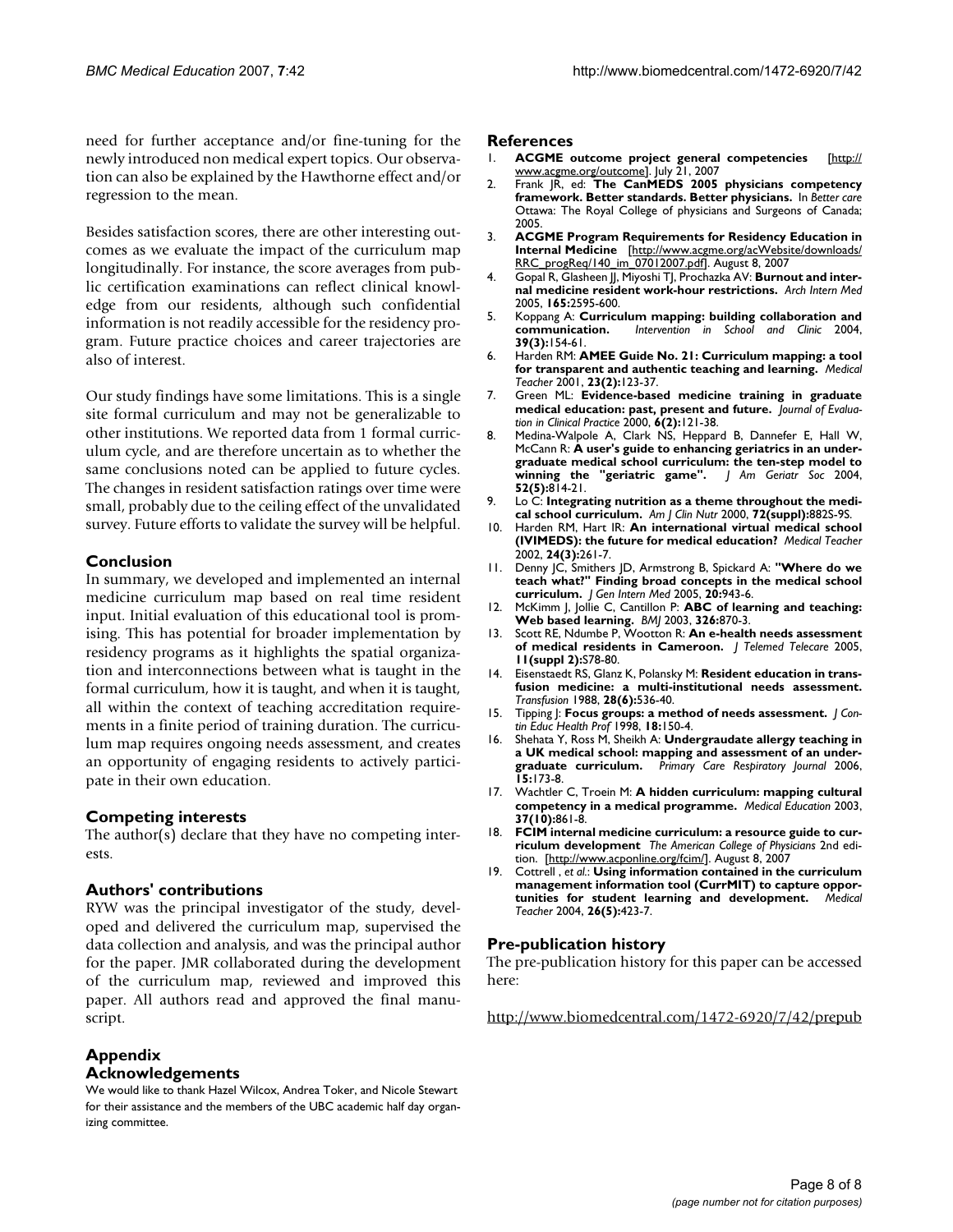need for further acceptance and/or fine-tuning for the newly introduced non medical expert topics. Our observation can also be explained by the Hawthorne effect and/or regression to the mean.

Besides satisfaction scores, there are other interesting outcomes as we evaluate the impact of the curriculum map longitudinally. For instance, the score averages from public certification examinations can reflect clinical knowledge from our residents, although such confidential information is not readily accessible for the residency program. Future practice choices and career trajectories are also of interest.

Our study findings have some limitations. This is a single site formal curriculum and may not be generalizable to other institutions. We reported data from 1 formal curriculum cycle, and are therefore uncertain as to whether the same conclusions noted can be applied to future cycles. The changes in resident satisfaction ratings over time were small, probably due to the ceiling effect of the unvalidated survey. Future efforts to validate the survey will be helpful.

## Conclusion

In summary, we developed and implemented an internal medicine curriculum map based on real time resident input. Initial evaluation of this educational tool is promising. This has potential for broader implementation by residency programs as it highlights the spatial organization and interconnections between what is taught in the formal curriculum, how it is taught, and when it is taught, all within the context of teaching accreditation requirements in a finite period of training duration. The curriculum map requires ongoing needs assessment, and creates an opportunity of engaging residents to actively participate in their own education.

## Competing interests

The author(s) declare that they have no competing interests.

## Authors' contributions

RYW was the principal investigator of the study, developed and delivered the curriculum map, supervised the data collection and analysis, and was the principal author for the paper. JMR collaborated during the development of the curriculum map, reviewed and improved this paper. All authors read and approved the final manuscript.

## Appendix

## Acknowledgements

We would like to thank Hazel Wilcox, Andrea Toker, and Nicole Stewart for their assistance and the members of the UBC academic half day organizing committee.

## References

1. **ACGME outcome project general competencies** [http://www.acgme.org/outcome]. July 21, 2007
2. Frank JR, ed: **The CanMEDS 2005 physicians competency framework. Better standards. Better physicians.** In *Better care* Ottawa: The Royal College of physicians and Surgeons of Canada; 2005.
3. **ACGME Program Requirements for Residency Education in Internal Medicine** [http://www.acgme.org/acWebsite/downloads/RRC_progReq/140_im_07012007.pdf]. August 8, 2007
4. Gopal R, Glasheen JJ, Miyoshi TJ, Prochazka AV: **Burnout and internal medicine resident work-hour restrictions.** *Arch Intern Med* 2005, **165:**2595-600.
5. Koppang A: **Curriculum mapping: building collaboration and communication.** *Intervention in School and Clinic* 2004, **39(3):**154-61.
6. Harden RM: **AMEE Guide No. 21: Curriculum mapping: a tool for transparent and authentic teaching and learning.** *Medical Teacher* 2001, **23(2):**123-37.
7. Green ML: **Evidence-based medicine training in graduate medical education: past, present and future.** *Journal of Evaluation in Clinical Practice* 2000, **6(2):**121-38.
8. Medina-Walpole A, Clark NS, Heppard B, Dannefer E, Hall W, McCann R: **A user's guide to enhancing geriatrics in an undergraduate medical school curriculum: the ten-step model to winning the "geriatric game".** *J Am Geriatr Soc* 2004, **52(5):**814-21.
9. Lo C: **Integrating nutrition as a theme throughout the medical school curriculum.** *Am J Clin Nutr* 2000, **72(suppl):**882S-9S.
10. Harden RM, Hart IR: **An international virtual medical school (IVIMEDS): the future for medical education?** *Medical Teacher* 2002, **24(3):**261-7.
11. Denny JC, Smithers JD, Armstrong B, Spickard A: **"Where do we teach what?" Finding broad concepts in the medical school curriculum.** *J Gen Intern Med* 2005, **20:**943-6.
12. McKimm J, Jollie C, Cantillon P: **ABC of learning and teaching: Web based learning.** *BMJ* 2003, **326:**870-3.
13. Scott RE, Ndumbe P, Wootton R: **An e-health needs assessment of medical residents in Cameroon.** *J Telemed Telecare* 2005, **11(suppl 2):**S78-80.
14. Eisenstaedt RS, Glanz K, Polansky M: **Resident education in transfusion medicine: a multi-institutional needs assessment.** *Transfusion* 1988, **28(6):**536-40.
15. Tipping J: **Focus groups: a method of needs assessment.** *J Contin Educ Health Prof* 1998, **18:**150-4.
16. Shehata Y, Ross M, Sheikh A: **Undergraudate allergy teaching in a UK medical school: mapping and assessment of an undergraduate curriculum.** *Primary Care Respiratory Journal* 2006, **15:**173-8.
17. Wachtler C, Troein M: **A hidden curriculum: mapping cultural competency in a medical programme.** *Medical Education* 2003, **37(10):**861-8.
18. **FCIM internal medicine curriculum: a resource guide to curriculum development** *The American College of Physicians* 2nd edition. [http://www.acponline.org/fcim/]. August 8, 2007
19. Cottrell , *et al.*: **Using information contained in the curriculum management information tool (CurrMIT) to capture opportunities for student learning and development.** *Medical Teacher* 2004, **26(5):**423-7.

## Pre-publication history

The pre-publication history for this paper can be accessed here:

http://www.biomedcentral.com/1472-6920/7/42/prepub